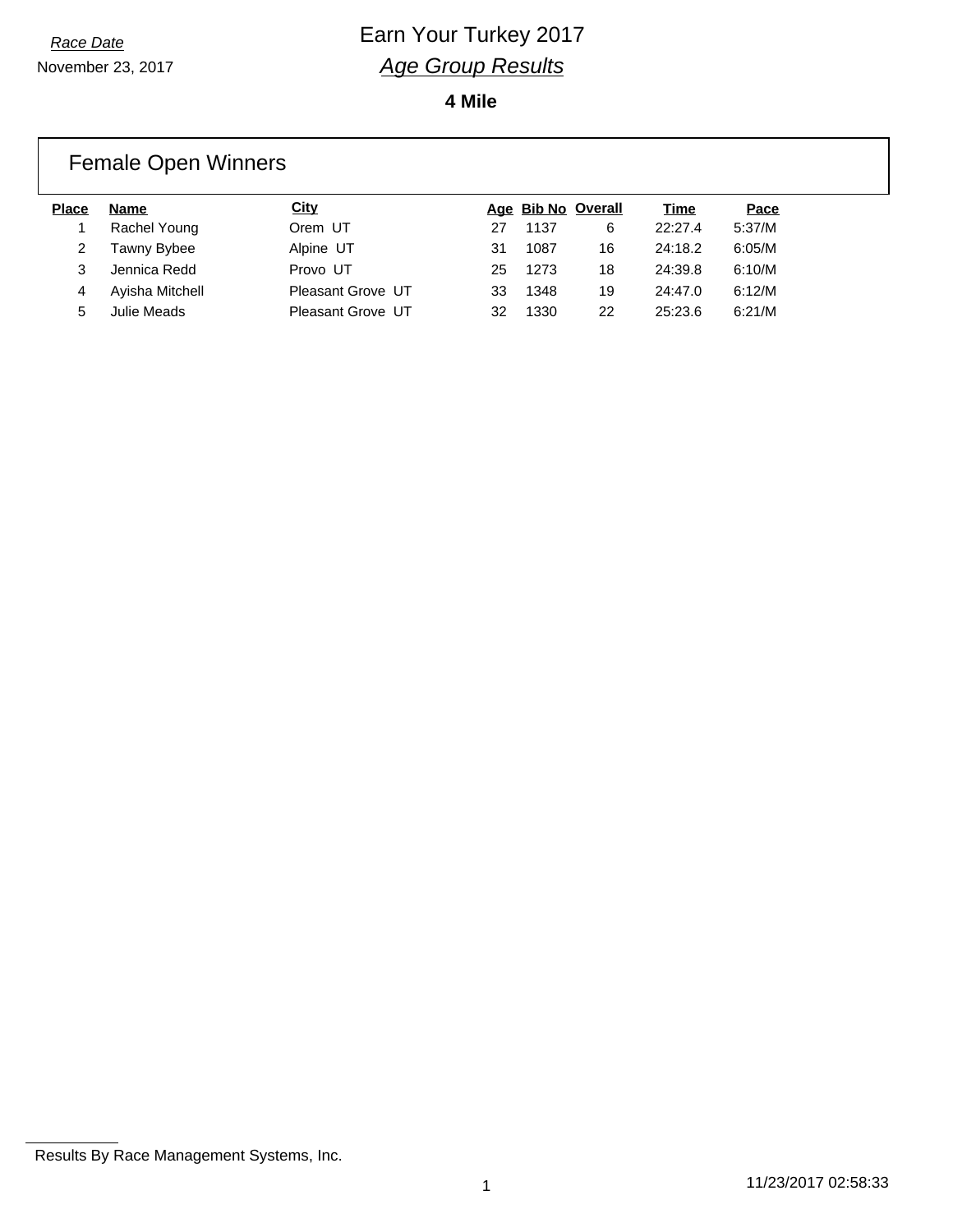*Race Date*

November 23, 2017

# Earn Your Turkey 2017

## *Age Group Results*

**4 Mile**

### Female Open Winners

| Place | Name | City | Age | Bib No | Overall | Time | Pace |
|---|---|---|---|---|---|---|---|
| 1 | Rachel Young | Orem UT | 27 | 1137 | 6 | 22:27.4 | 5:37/M |
| 2 | Tawny Bybee | Alpine UT | 31 | 1087 | 16 | 24:18.2 | 6:05/M |
| 3 | Jennica Redd | Provo UT | 25 | 1273 | 18 | 24:39.8 | 6:10/M |
| 4 | Ayisha Mitchell | Pleasant Grove UT | 33 | 1348 | 19 | 24:47.0 | 6:12/M |
| 5 | Julie Meads | Pleasant Grove UT | 32 | 1330 | 22 | 25:23.6 | 6:21/M |

Results By Race Management Systems, Inc.

11/23/2017 02:58:33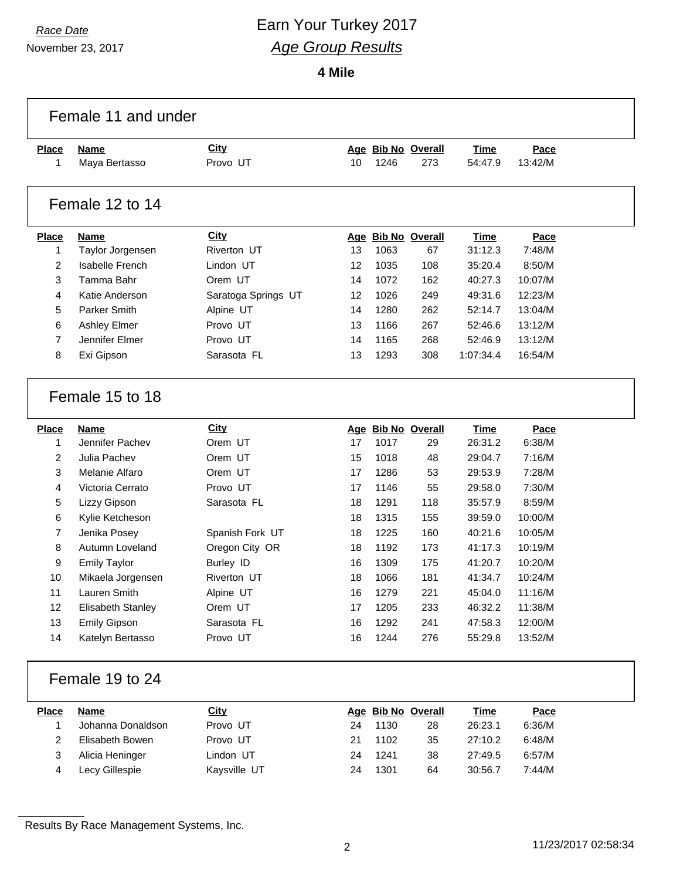*Race Date*

November 23, 2017

# Earn Your Turkey 2017

## *Age Group Results*

**4 Mile**

### Female 11 and under

| Place | Name | City | Age | Bib No | Overall | Time | Pace |
|---|---|---|---|---|---|---|---|
| 1 | Maya Bertasso | Provo UT | 10 | 1246 | 273 | 54:47.9 | 13:42/M |

### Female 12 to 14

| Place | Name | City | Age | Bib No | Overall | Time | Pace |
|---|---|---|---|---|---|---|---|
| 1 | Taylor Jorgensen | Riverton UT | 13 | 1063 | 67 | 31:12.3 | 7:48/M |
| 2 | Isabelle French | Lindon UT | 12 | 1035 | 108 | 35:20.4 | 8:50/M |
| 3 | Tamma Bahr | Orem UT | 14 | 1072 | 162 | 40:27.3 | 10:07/M |
| 4 | Katie Anderson | Saratoga Springs UT | 12 | 1026 | 249 | 49:31.6 | 12:23/M |
| 5 | Parker Smith | Alpine UT | 14 | 1280 | 262 | 52:14.7 | 13:04/M |
| 6 | Ashley Elmer | Provo UT | 13 | 1166 | 267 | 52:46.6 | 13:12/M |
| 7 | Jennifer Elmer | Provo UT | 14 | 1165 | 268 | 52:46.9 | 13:12/M |
| 8 | Exi Gipson | Sarasota FL | 13 | 1293 | 308 | 1:07:34.4 | 16:54/M |

### Female 15 to 18

| Place | Name | City | Age | Bib No | Overall | Time | Pace |
|---|---|---|---|---|---|---|---|
| 1 | Jennifer Pachev | Orem UT | 17 | 1017 | 29 | 26:31.2 | 6:38/M |
| 2 | Julia Pachev | Orem UT | 15 | 1018 | 48 | 29:04.7 | 7:16/M |
| 3 | Melanie Alfaro | Orem UT | 17 | 1286 | 53 | 29:53.9 | 7:28/M |
| 4 | Victoria Cerrato | Provo UT | 17 | 1146 | 55 | 29:58.0 | 7:30/M |
| 5 | Lizzy Gipson | Sarasota FL | 18 | 1291 | 118 | 35:57.9 | 8:59/M |
| 6 | Kylie Ketcheson | | 18 | 1315 | 155 | 39:59.0 | 10:00/M |
| 7 | Jenika Posey | Spanish Fork UT | 18 | 1225 | 160 | 40:21.6 | 10:05/M |
| 8 | Autumn Loveland | Oregon City OR | 18 | 1192 | 173 | 41:17.3 | 10:19/M |
| 9 | Emily Taylor | Burley ID | 16 | 1309 | 175 | 41:20.7 | 10:20/M |
| 10 | Mikaela Jorgensen | Riverton UT | 18 | 1066 | 181 | 41:34.7 | 10:24/M |
| 11 | Lauren Smith | Alpine UT | 16 | 1279 | 221 | 45:04.0 | 11:16/M |
| 12 | Elisabeth Stanley | Orem UT | 17 | 1205 | 233 | 46:32.2 | 11:38/M |
| 13 | Emily Gipson | Sarasota FL | 16 | 1292 | 241 | 47:58.3 | 12:00/M |
| 14 | Katelyn Bertasso | Provo UT | 16 | 1244 | 276 | 55:29.8 | 13:52/M |

### Female 19 to 24

| Place | Name | City | Age | Bib No | Overall | Time | Pace |
|---|---|---|---|---|---|---|---|
| 1 | Johanna Donaldson | Provo UT | 24 | 1130 | 28 | 26:23.1 | 6:36/M |
| 2 | Elisabeth Bowen | Provo UT | 21 | 1102 | 35 | 27:10.2 | 6:48/M |
| 3 | Alicia Heninger | Lindon UT | 24 | 1241 | 38 | 27:49.5 | 6:57/M |
| 4 | Lecy Gillespie | Kaysville UT | 24 | 1301 | 64 | 30:56.7 | 7:44/M |

Results By Race Management Systems, Inc.

11/23/2017 02:58:34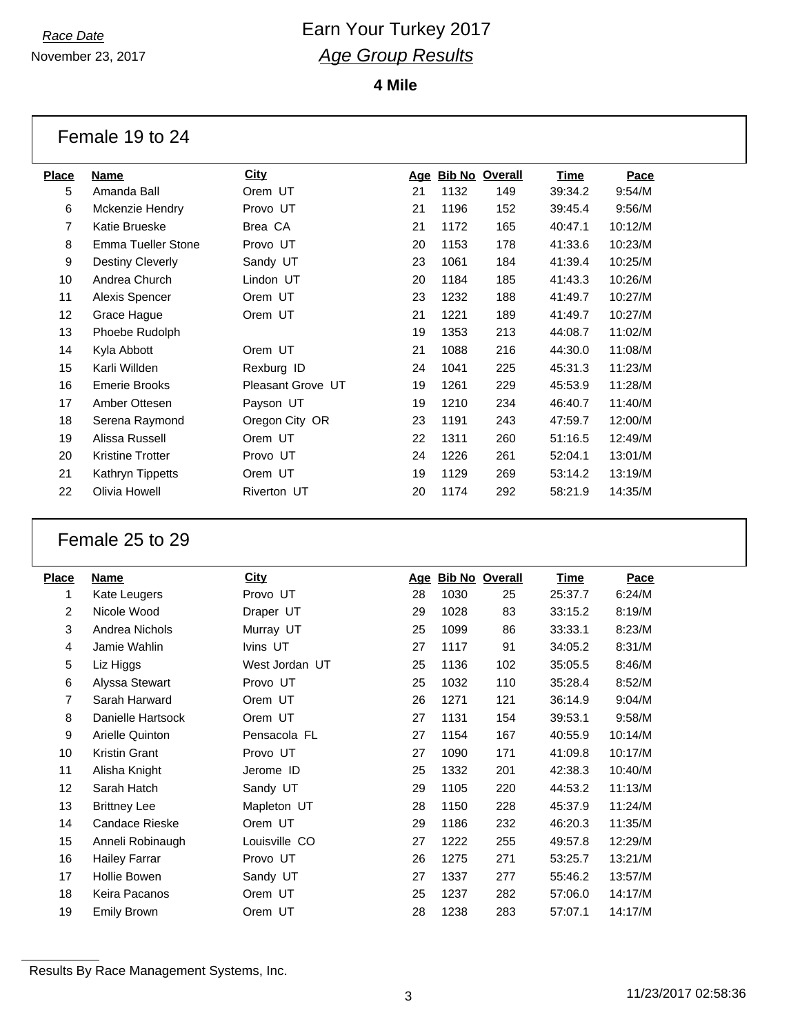*Race Date*

November 23, 2017

# Earn Your Turkey 2017

## *Age Group Results*

**4 Mile**

### Female 19 to 24

| Place | Name | City | Age | Bib No | Overall | Time | Pace |
|---|---|---|---|---|---|---|---|
| 5 | Amanda Ball | Orem UT | 21 | 1132 | 149 | 39:34.2 | 9:54/M |
| 6 | Mckenzie Hendry | Provo UT | 21 | 1196 | 152 | 39:45.4 | 9:56/M |
| 7 | Katie Brueske | Brea CA | 21 | 1172 | 165 | 40:47.1 | 10:12/M |
| 8 | Emma Tueller Stone | Provo UT | 20 | 1153 | 178 | 41:33.6 | 10:23/M |
| 9 | Destiny Cleverly | Sandy UT | 23 | 1061 | 184 | 41:39.4 | 10:25/M |
| 10 | Andrea Church | Lindon UT | 20 | 1184 | 185 | 41:43.3 | 10:26/M |
| 11 | Alexis Spencer | Orem UT | 23 | 1232 | 188 | 41:49.7 | 10:27/M |
| 12 | Grace Hague | Orem UT | 21 | 1221 | 189 | 41:49.7 | 10:27/M |
| 13 | Phoebe Rudolph | | 19 | 1353 | 213 | 44:08.7 | 11:02/M |
| 14 | Kyla Abbott | Orem UT | 21 | 1088 | 216 | 44:30.0 | 11:08/M |
| 15 | Karli Willden | Rexburg ID | 24 | 1041 | 225 | 45:31.3 | 11:23/M |
| 16 | Emerie Brooks | Pleasant Grove UT | 19 | 1261 | 229 | 45:53.9 | 11:28/M |
| 17 | Amber Ottesen | Payson UT | 19 | 1210 | 234 | 46:40.7 | 11:40/M |
| 18 | Serena Raymond | Oregon City OR | 23 | 1191 | 243 | 47:59.7 | 12:00/M |
| 19 | Alissa Russell | Orem UT | 22 | 1311 | 260 | 51:16.5 | 12:49/M |
| 20 | Kristine Trotter | Provo UT | 24 | 1226 | 261 | 52:04.1 | 13:01/M |
| 21 | Kathryn Tippetts | Orem UT | 19 | 1129 | 269 | 53:14.2 | 13:19/M |
| 22 | Olivia Howell | Riverton UT | 20 | 1174 | 292 | 58:21.9 | 14:35/M |

### Female 25 to 29

| Place | Name | City | Age | Bib No | Overall | Time | Pace |
|---|---|---|---|---|---|---|---|
| 1 | Kate Leugers | Provo UT | 28 | 1030 | 25 | 25:37.7 | 6:24/M |
| 2 | Nicole Wood | Draper UT | 29 | 1028 | 83 | 33:15.2 | 8:19/M |
| 3 | Andrea Nichols | Murray UT | 25 | 1099 | 86 | 33:33.1 | 8:23/M |
| 4 | Jamie Wahlin | Ivins UT | 27 | 1117 | 91 | 34:05.2 | 8:31/M |
| 5 | Liz Higgs | West Jordan UT | 25 | 1136 | 102 | 35:05.5 | 8:46/M |
| 6 | Alyssa Stewart | Provo UT | 25 | 1032 | 110 | 35:28.4 | 8:52/M |
| 7 | Sarah Harward | Orem UT | 26 | 1271 | 121 | 36:14.9 | 9:04/M |
| 8 | Danielle Hartsock | Orem UT | 27 | 1131 | 154 | 39:53.1 | 9:58/M |
| 9 | Arielle Quinton | Pensacola FL | 27 | 1154 | 167 | 40:55.9 | 10:14/M |
| 10 | Kristin Grant | Provo UT | 27 | 1090 | 171 | 41:09.8 | 10:17/M |
| 11 | Alisha Knight | Jerome ID | 25 | 1332 | 201 | 42:38.3 | 10:40/M |
| 12 | Sarah Hatch | Sandy UT | 29 | 1105 | 220 | 44:53.2 | 11:13/M |
| 13 | Brittney Lee | Mapleton UT | 28 | 1150 | 228 | 45:37.9 | 11:24/M |
| 14 | Candace Rieske | Orem UT | 29 | 1186 | 232 | 46:20.3 | 11:35/M |
| 15 | Anneli Robinaugh | Louisville CO | 27 | 1222 | 255 | 49:57.8 | 12:29/M |
| 16 | Hailey Farrar | Provo UT | 26 | 1275 | 271 | 53:25.7 | 13:21/M |
| 17 | Hollie Bowen | Sandy UT | 27 | 1337 | 277 | 55:46.2 | 13:57/M |
| 18 | Keira Pacanos | Orem UT | 25 | 1237 | 282 | 57:06.0 | 14:17/M |
| 19 | Emily Brown | Orem UT | 28 | 1238 | 283 | 57:07.1 | 14:17/M |

Results By Race Management Systems, Inc.

11/23/2017 02:58:36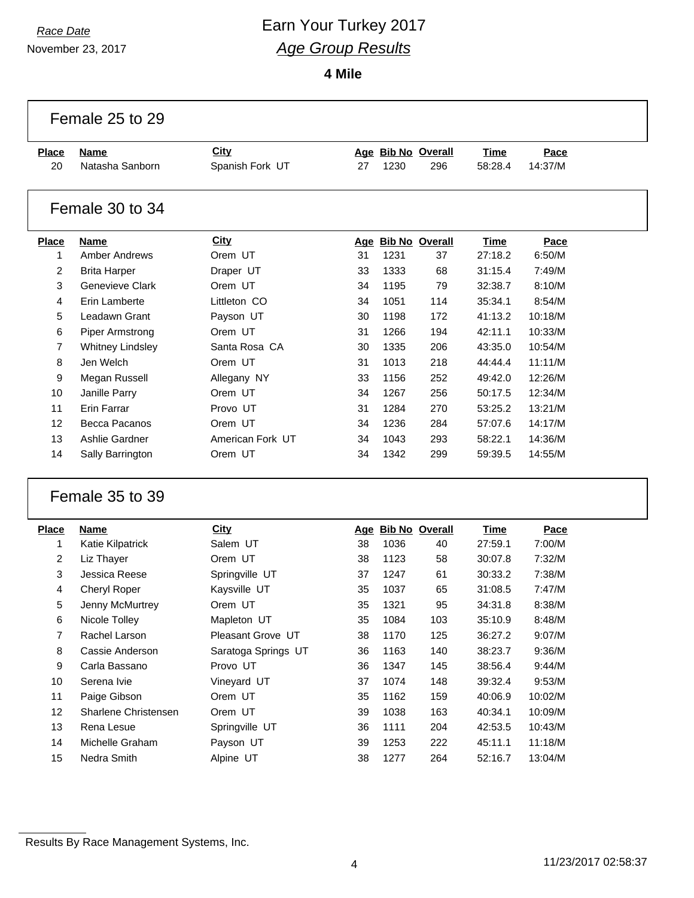*Race Date*

November 23, 2017

# Earn Your Turkey 2017

## *Age Group Results*

**4 Mile**

### Female 25 to 29

| Place | Name | City | Age | Bib No | Overall | Time | Pace |
|---|---|---|---|---|---|---|---|
| 20 | Natasha Sanborn | Spanish Fork UT | 27 | 1230 | 296 | 58:28.4 | 14:37/M |

### Female 30 to 34

| Place | Name | City | Age | Bib No | Overall | Time | Pace |
|---|---|---|---|---|---|---|---|
| 1 | Amber Andrews | Orem UT | 31 | 1231 | 37 | 27:18.2 | 6:50/M |
| 2 | Brita Harper | Draper UT | 33 | 1333 | 68 | 31:15.4 | 7:49/M |
| 3 | Genevieve Clark | Orem UT | 34 | 1195 | 79 | 32:38.7 | 8:10/M |
| 4 | Erin Lamberte | Littleton CO | 34 | 1051 | 114 | 35:34.1 | 8:54/M |
| 5 | Leadawn Grant | Payson UT | 30 | 1198 | 172 | 41:13.2 | 10:18/M |
| 6 | Piper Armstrong | Orem UT | 31 | 1266 | 194 | 42:11.1 | 10:33/M |
| 7 | Whitney Lindsley | Santa Rosa CA | 30 | 1335 | 206 | 43:35.0 | 10:54/M |
| 8 | Jen Welch | Orem UT | 31 | 1013 | 218 | 44:44.4 | 11:11/M |
| 9 | Megan Russell | Allegany NY | 33 | 1156 | 252 | 49:42.0 | 12:26/M |
| 10 | Janille Parry | Orem UT | 34 | 1267 | 256 | 50:17.5 | 12:34/M |
| 11 | Erin Farrar | Provo UT | 31 | 1284 | 270 | 53:25.2 | 13:21/M |
| 12 | Becca Pacanos | Orem UT | 34 | 1236 | 284 | 57:07.6 | 14:17/M |
| 13 | Ashlie Gardner | American Fork UT | 34 | 1043 | 293 | 58:22.1 | 14:36/M |
| 14 | Sally Barrington | Orem UT | 34 | 1342 | 299 | 59:39.5 | 14:55/M |

### Female 35 to 39

| Place | Name | City | Age | Bib No | Overall | Time | Pace |
|---|---|---|---|---|---|---|---|
| 1 | Katie Kilpatrick | Salem UT | 38 | 1036 | 40 | 27:59.1 | 7:00/M |
| 2 | Liz Thayer | Orem UT | 38 | 1123 | 58 | 30:07.8 | 7:32/M |
| 3 | Jessica Reese | Springville UT | 37 | 1247 | 61 | 30:33.2 | 7:38/M |
| 4 | Cheryl Roper | Kaysville UT | 35 | 1037 | 65 | 31:08.5 | 7:47/M |
| 5 | Jenny McMurtrey | Orem UT | 35 | 1321 | 95 | 34:31.8 | 8:38/M |
| 6 | Nicole Tolley | Mapleton UT | 35 | 1084 | 103 | 35:10.9 | 8:48/M |
| 7 | Rachel Larson | Pleasant Grove UT | 38 | 1170 | 125 | 36:27.2 | 9:07/M |
| 8 | Cassie Anderson | Saratoga Springs UT | 36 | 1163 | 140 | 38:23.7 | 9:36/M |
| 9 | Carla Bassano | Provo UT | 36 | 1347 | 145 | 38:56.4 | 9:44/M |
| 10 | Serena Ivie | Vineyard UT | 37 | 1074 | 148 | 39:32.4 | 9:53/M |
| 11 | Paige Gibson | Orem UT | 35 | 1162 | 159 | 40:06.9 | 10:02/M |
| 12 | Sharlene Christensen | Orem UT | 39 | 1038 | 163 | 40:34.1 | 10:09/M |
| 13 | Rena Lesue | Springville UT | 36 | 1111 | 204 | 42:53.5 | 10:43/M |
| 14 | Michelle Graham | Payson UT | 39 | 1253 | 222 | 45:11.1 | 11:18/M |
| 15 | Nedra Smith | Alpine UT | 38 | 1277 | 264 | 52:16.7 | 13:04/M |

Results By Race Management Systems, Inc.

11/23/2017 02:58:37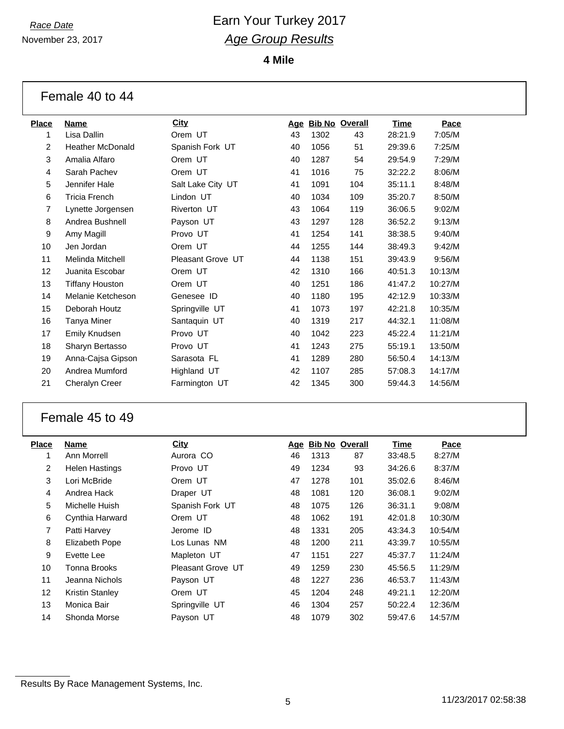# Earn Your Turkey 2017

## *Age Group Results*

*Race Date*
November 23, 2017

**4 Mile**

### Female 40 to 44

| Place | Name | City | Age | Bib No | Overall | Time | Pace |
|---|---|---|---|---|---|---|---|
| 1 | Lisa Dallin | Orem UT | 43 | 1302 | 43 | 28:21.9 | 7:05/M |
| 2 | Heather McDonald | Spanish Fork UT | 40 | 1056 | 51 | 29:39.6 | 7:25/M |
| 3 | Amalia Alfaro | Orem UT | 40 | 1287 | 54 | 29:54.9 | 7:29/M |
| 4 | Sarah Pachev | Orem UT | 41 | 1016 | 75 | 32:22.2 | 8:06/M |
| 5 | Jennifer Hale | Salt Lake City UT | 41 | 1091 | 104 | 35:11.1 | 8:48/M |
| 6 | Tricia French | Lindon UT | 40 | 1034 | 109 | 35:20.7 | 8:50/M |
| 7 | Lynette Jorgensen | Riverton UT | 43 | 1064 | 119 | 36:06.5 | 9:02/M |
| 8 | Andrea Bushnell | Payson UT | 43 | 1297 | 128 | 36:52.2 | 9:13/M |
| 9 | Amy Magill | Provo UT | 41 | 1254 | 141 | 38:38.5 | 9:40/M |
| 10 | Jen Jordan | Orem UT | 44 | 1255 | 144 | 38:49.3 | 9:42/M |
| 11 | Melinda Mitchell | Pleasant Grove UT | 44 | 1138 | 151 | 39:43.9 | 9:56/M |
| 12 | Juanita Escobar | Orem UT | 42 | 1310 | 166 | 40:51.3 | 10:13/M |
| 13 | Tiffany Houston | Orem UT | 40 | 1251 | 186 | 41:47.2 | 10:27/M |
| 14 | Melanie Ketcheson | Genesee ID | 40 | 1180 | 195 | 42:12.9 | 10:33/M |
| 15 | Deborah Houtz | Springville UT | 41 | 1073 | 197 | 42:21.8 | 10:35/M |
| 16 | Tanya Miner | Santaquin UT | 40 | 1319 | 217 | 44:32.1 | 11:08/M |
| 17 | Emily Knudsen | Provo UT | 40 | 1042 | 223 | 45:22.4 | 11:21/M |
| 18 | Sharyn Bertasso | Provo UT | 41 | 1243 | 275 | 55:19.1 | 13:50/M |
| 19 | Anna-Cajsa Gipson | Sarasota FL | 41 | 1289 | 280 | 56:50.4 | 14:13/M |
| 20 | Andrea Mumford | Highland UT | 42 | 1107 | 285 | 57:08.3 | 14:17/M |
| 21 | Cheralyn Creer | Farmington UT | 42 | 1345 | 300 | 59:44.3 | 14:56/M |

### Female 45 to 49

| Place | Name | City | Age | Bib No | Overall | Time | Pace |
|---|---|---|---|---|---|---|---|
| 1 | Ann Morrell | Aurora CO | 46 | 1313 | 87 | 33:48.5 | 8:27/M |
| 2 | Helen Hastings | Provo UT | 49 | 1234 | 93 | 34:26.6 | 8:37/M |
| 3 | Lori McBride | Orem UT | 47 | 1278 | 101 | 35:02.6 | 8:46/M |
| 4 | Andrea Hack | Draper UT | 48 | 1081 | 120 | 36:08.1 | 9:02/M |
| 5 | Michelle Huish | Spanish Fork UT | 48 | 1075 | 126 | 36:31.1 | 9:08/M |
| 6 | Cynthia Harward | Orem UT | 48 | 1062 | 191 | 42:01.8 | 10:30/M |
| 7 | Patti Harvey | Jerome ID | 48 | 1331 | 205 | 43:34.3 | 10:54/M |
| 8 | Elizabeth Pope | Los Lunas NM | 48 | 1200 | 211 | 43:39.7 | 10:55/M |
| 9 | Evette Lee | Mapleton UT | 47 | 1151 | 227 | 45:37.7 | 11:24/M |
| 10 | Tonna Brooks | Pleasant Grove UT | 49 | 1259 | 230 | 45:56.5 | 11:29/M |
| 11 | Jeanna Nichols | Payson UT | 48 | 1227 | 236 | 46:53.7 | 11:43/M |
| 12 | Kristin Stanley | Orem UT | 45 | 1204 | 248 | 49:21.1 | 12:20/M |
| 13 | Monica Bair | Springville UT | 46 | 1304 | 257 | 50:22.4 | 12:36/M |
| 14 | Shonda Morse | Payson UT | 48 | 1079 | 302 | 59:47.6 | 14:57/M |

Results By Race Management Systems, Inc.

11/23/2017 02:58:38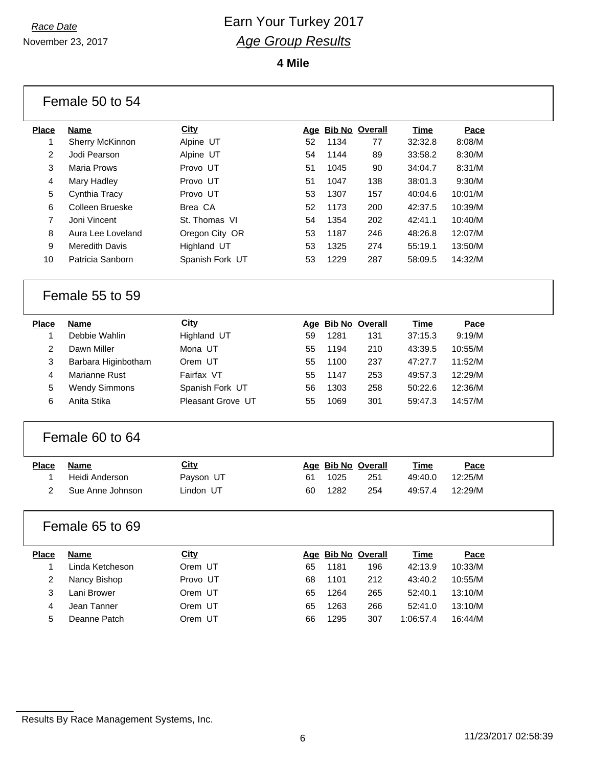*Race Date*
November 23, 2017

# Earn Your Turkey 2017
## *Age Group Results*

**4 Mile**

### Female 50 to 54

| Place | Name | City | Age | Bib No | Overall | Time | Pace |
|---|---|---|---|---|---|---|---|
| 1 | Sherry McKinnon | Alpine UT | 52 | 1134 | 77 | 32:32.8 | 8:08/M |
| 2 | Jodi Pearson | Alpine UT | 54 | 1144 | 89 | 33:58.2 | 8:30/M |
| 3 | Maria Prows | Provo UT | 51 | 1045 | 90 | 34:04.7 | 8:31/M |
| 4 | Mary Hadley | Provo UT | 51 | 1047 | 138 | 38:01.3 | 9:30/M |
| 5 | Cynthia Tracy | Provo UT | 53 | 1307 | 157 | 40:04.6 | 10:01/M |
| 6 | Colleen Brueske | Brea CA | 52 | 1173 | 200 | 42:37.5 | 10:39/M |
| 7 | Joni Vincent | St. Thomas VI | 54 | 1354 | 202 | 42:41.1 | 10:40/M |
| 8 | Aura Lee Loveland | Oregon City OR | 53 | 1187 | 246 | 48:26.8 | 12:07/M |
| 9 | Meredith Davis | Highland UT | 53 | 1325 | 274 | 55:19.1 | 13:50/M |
| 10 | Patricia Sanborn | Spanish Fork UT | 53 | 1229 | 287 | 58:09.5 | 14:32/M |

### Female 55 to 59

| Place | Name | City | Age | Bib No | Overall | Time | Pace |
|---|---|---|---|---|---|---|---|
| 1 | Debbie Wahlin | Highland UT | 59 | 1281 | 131 | 37:15.3 | 9:19/M |
| 2 | Dawn Miller | Mona UT | 55 | 1194 | 210 | 43:39.5 | 10:55/M |
| 3 | Barbara Higinbotham | Orem UT | 55 | 1100 | 237 | 47:27.7 | 11:52/M |
| 4 | Marianne Rust | Fairfax VT | 55 | 1147 | 253 | 49:57.3 | 12:29/M |
| 5 | Wendy Simmons | Spanish Fork UT | 56 | 1303 | 258 | 50:22.6 | 12:36/M |
| 6 | Anita Stika | Pleasant Grove UT | 55 | 1069 | 301 | 59:47.3 | 14:57/M |

### Female 60 to 64

| Place | Name | City | Age | Bib No | Overall | Time | Pace |
|---|---|---|---|---|---|---|---|
| 1 | Heidi Anderson | Payson UT | 61 | 1025 | 251 | 49:40.0 | 12:25/M |
| 2 | Sue Anne Johnson | Lindon UT | 60 | 1282 | 254 | 49:57.4 | 12:29/M |

### Female 65 to 69

| Place | Name | City | Age | Bib No | Overall | Time | Pace |
|---|---|---|---|---|---|---|---|
| 1 | Linda Ketcheson | Orem UT | 65 | 1181 | 196 | 42:13.9 | 10:33/M |
| 2 | Nancy Bishop | Provo UT | 68 | 1101 | 212 | 43:40.2 | 10:55/M |
| 3 | Lani Brower | Orem UT | 65 | 1264 | 265 | 52:40.1 | 13:10/M |
| 4 | Jean Tanner | Orem UT | 65 | 1263 | 266 | 52:41.0 | 13:10/M |
| 5 | Deanne Patch | Orem UT | 66 | 1295 | 307 | 1:06:57.4 | 16:44/M |

Results By Race Management Systems, Inc.

11/23/2017 02:58:39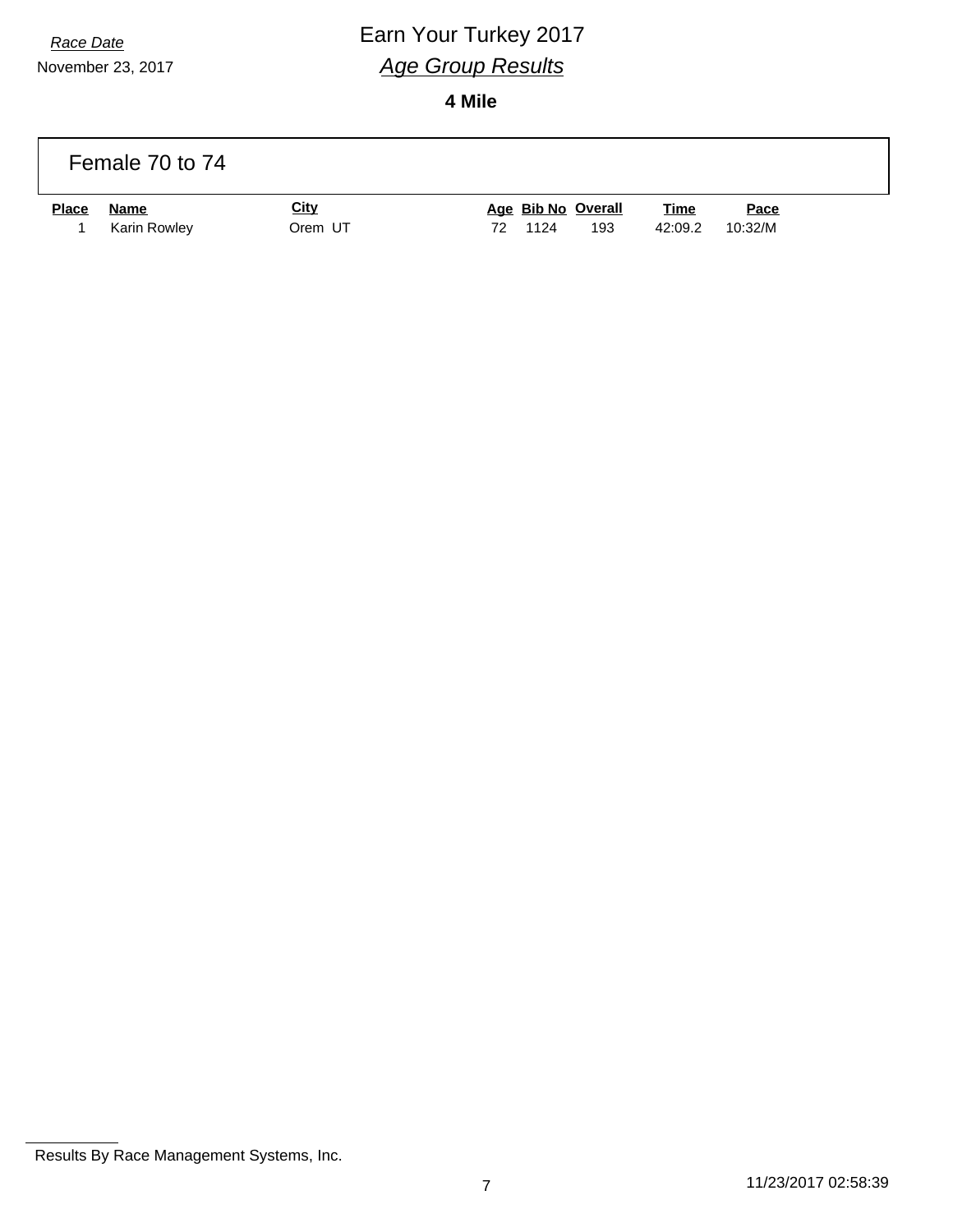*Race Date*

November 23, 2017

# Earn Your Turkey 2017

## *Age Group Results*

**4 Mile**

### Female 70 to 74

| Place | Name | City | Age | Bib No | Overall | Time | Pace |
|---|---|---|---|---|---|---|---|
| 1 | Karin Rowley | Orem UT | 72 | 1124 | 193 | 42:09.2 | 10:32/M |

Results By Race Management Systems, Inc.

11/23/2017 02:58:39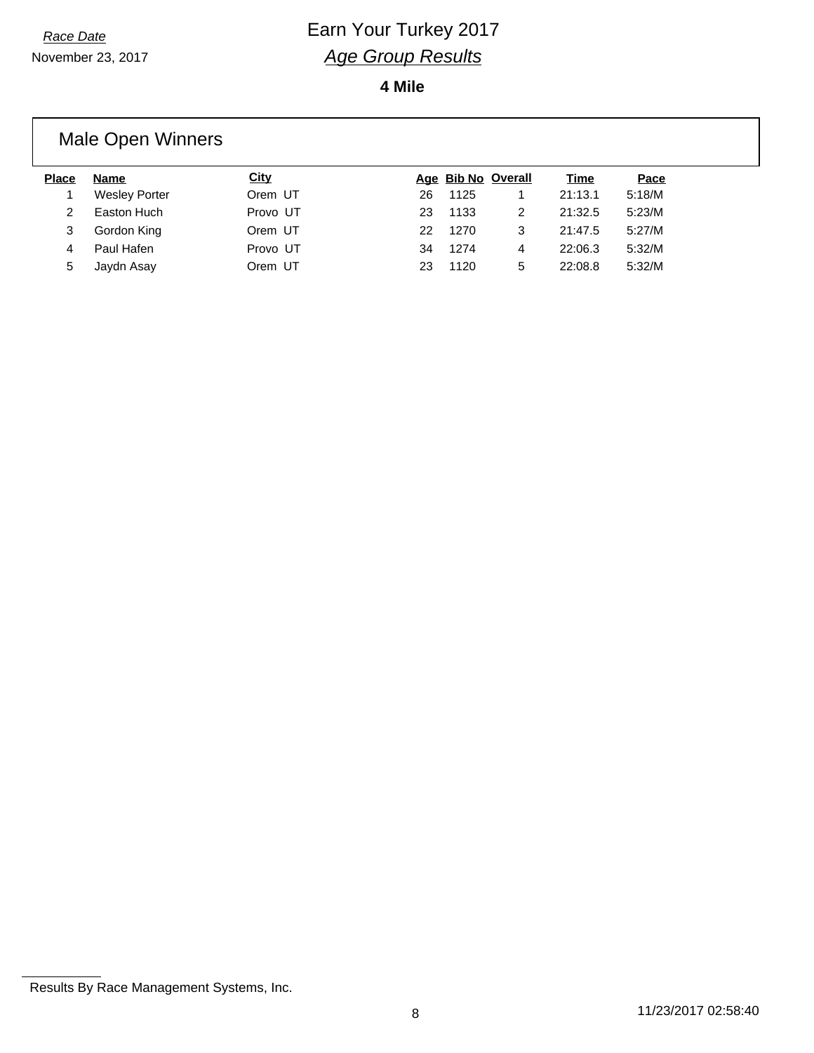Race Date

November 23, 2017

# Earn Your Turkey 2017

## *Age Group Results*

**4 Mile**

## Male Open Winners

| Place | Name | City | Age | Bib No | Overall | Time | Pace |
|---|---|---|---|---|---|---|---|
| 1 | Wesley Porter | Orem UT | 26 | 1125 | 1 | 21:13.1 | 5:18/M |
| 2 | Easton Huch | Provo UT | 23 | 1133 | 2 | 21:32.5 | 5:23/M |
| 3 | Gordon King | Orem UT | 22 | 1270 | 3 | 21:47.5 | 5:27/M |
| 4 | Paul Hafen | Provo UT | 34 | 1274 | 4 | 22:06.3 | 5:32/M |
| 5 | Jaydn Asay | Orem UT | 23 | 1120 | 5 | 22:08.8 | 5:32/M |

Results By Race Management Systems, Inc.

11/23/2017 02:58:40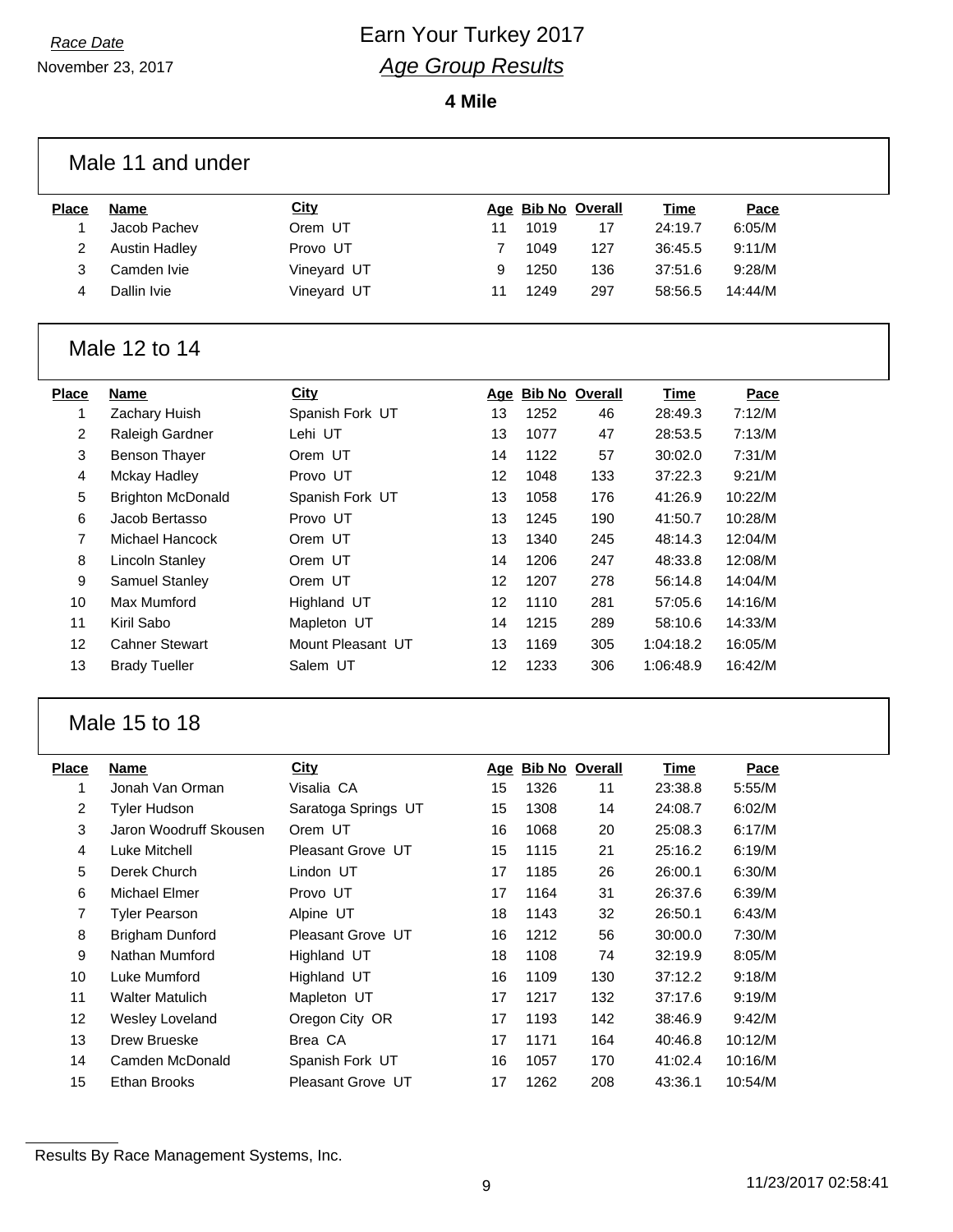*Race Date*

November 23, 2017

# Earn Your Turkey 2017

## *Age Group Results*

**4 Mile**

### Male 11 and under

| Place | Name | City | Age | Bib No | Overall | Time | Pace |
|---|---|---|---|---|---|---|---|
| 1 | Jacob Pachev | Orem UT | 11 | 1019 | 17 | 24:19.7 | 6:05/M |
| 2 | Austin Hadley | Provo UT | 7 | 1049 | 127 | 36:45.5 | 9:11/M |
| 3 | Camden Ivie | Vineyard UT | 9 | 1250 | 136 | 37:51.6 | 9:28/M |
| 4 | Dallin Ivie | Vineyard UT | 11 | 1249 | 297 | 58:56.5 | 14:44/M |

### Male 12 to 14

| Place | Name | City | Age | Bib No | Overall | Time | Pace |
|---|---|---|---|---|---|---|---|
| 1 | Zachary Huish | Spanish Fork UT | 13 | 1252 | 46 | 28:49.3 | 7:12/M |
| 2 | Raleigh Gardner | Lehi UT | 13 | 1077 | 47 | 28:53.5 | 7:13/M |
| 3 | Benson Thayer | Orem UT | 14 | 1122 | 57 | 30:02.0 | 7:31/M |
| 4 | Mckay Hadley | Provo UT | 12 | 1048 | 133 | 37:22.3 | 9:21/M |
| 5 | Brighton McDonald | Spanish Fork UT | 13 | 1058 | 176 | 41:26.9 | 10:22/M |
| 6 | Jacob Bertasso | Provo UT | 13 | 1245 | 190 | 41:50.7 | 10:28/M |
| 7 | Michael Hancock | Orem UT | 13 | 1340 | 245 | 48:14.3 | 12:04/M |
| 8 | Lincoln Stanley | Orem UT | 14 | 1206 | 247 | 48:33.8 | 12:08/M |
| 9 | Samuel Stanley | Orem UT | 12 | 1207 | 278 | 56:14.8 | 14:04/M |
| 10 | Max Mumford | Highland UT | 12 | 1110 | 281 | 57:05.6 | 14:16/M |
| 11 | Kiril Sabo | Mapleton UT | 14 | 1215 | 289 | 58:10.6 | 14:33/M |
| 12 | Cahner Stewart | Mount Pleasant UT | 13 | 1169 | 305 | 1:04:18.2 | 16:05/M |
| 13 | Brady Tueller | Salem UT | 12 | 1233 | 306 | 1:06:48.9 | 16:42/M |

### Male 15 to 18

| Place | Name | City | Age | Bib No | Overall | Time | Pace |
|---|---|---|---|---|---|---|---|
| 1 | Jonah Van Orman | Visalia CA | 15 | 1326 | 11 | 23:38.8 | 5:55/M |
| 2 | Tyler Hudson | Saratoga Springs UT | 15 | 1308 | 14 | 24:08.7 | 6:02/M |
| 3 | Jaron Woodruff Skousen | Orem UT | 16 | 1068 | 20 | 25:08.3 | 6:17/M |
| 4 | Luke Mitchell | Pleasant Grove UT | 15 | 1115 | 21 | 25:16.2 | 6:19/M |
| 5 | Derek Church | Lindon UT | 17 | 1185 | 26 | 26:00.1 | 6:30/M |
| 6 | Michael Elmer | Provo UT | 17 | 1164 | 31 | 26:37.6 | 6:39/M |
| 7 | Tyler Pearson | Alpine UT | 18 | 1143 | 32 | 26:50.1 | 6:43/M |
| 8 | Brigham Dunford | Pleasant Grove UT | 16 | 1212 | 56 | 30:00.0 | 7:30/M |
| 9 | Nathan Mumford | Highland UT | 18 | 1108 | 74 | 32:19.9 | 8:05/M |
| 10 | Luke Mumford | Highland UT | 16 | 1109 | 130 | 37:12.2 | 9:18/M |
| 11 | Walter Matulich | Mapleton UT | 17 | 1217 | 132 | 37:17.6 | 9:19/M |
| 12 | Wesley Loveland | Oregon City OR | 17 | 1193 | 142 | 38:46.9 | 9:42/M |
| 13 | Drew Brueske | Brea CA | 17 | 1171 | 164 | 40:46.8 | 10:12/M |
| 14 | Camden McDonald | Spanish Fork UT | 16 | 1057 | 170 | 41:02.4 | 10:16/M |
| 15 | Ethan Brooks | Pleasant Grove UT | 17 | 1262 | 208 | 43:36.1 | 10:54/M |

Results By Race Management Systems, Inc.

11/23/2017 02:58:41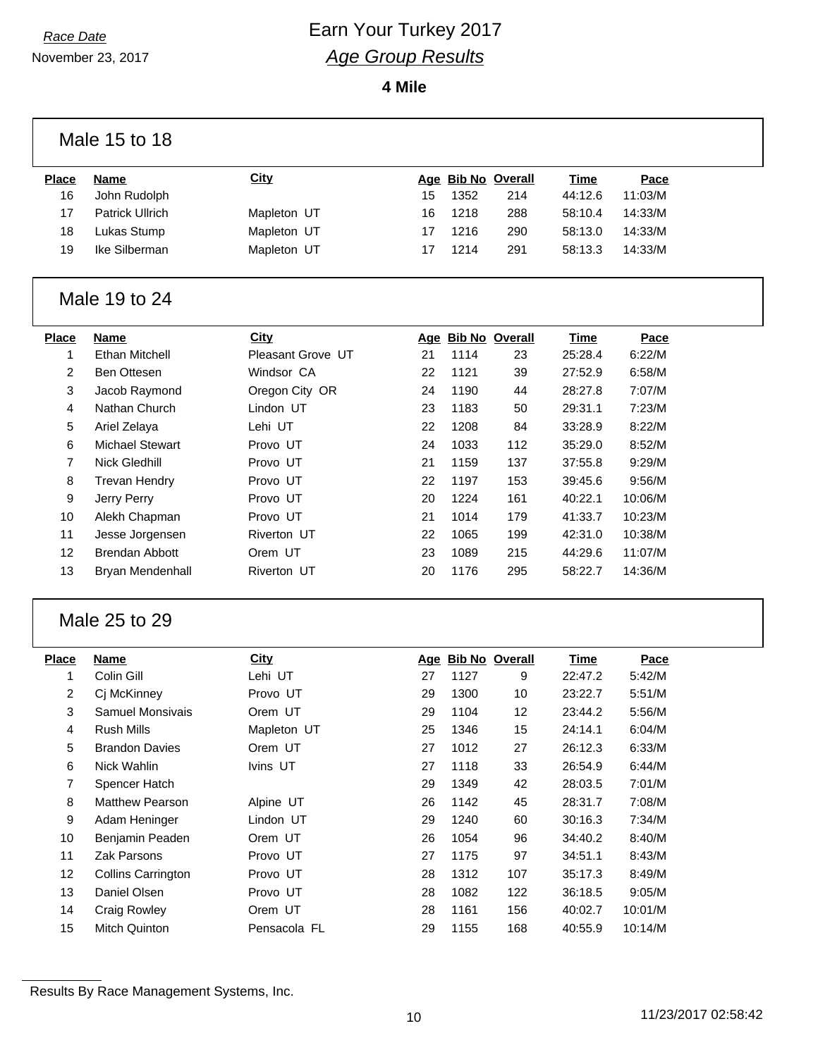*Race Date*

November 23, 2017

# Earn Your Turkey 2017

## *Age Group Results*

**4 Mile**

### Male 15 to 18

| Place | Name | City | Age | Bib No | Overall | Time | Pace |
|---|---|---|---|---|---|---|---|
| 16 | John Rudolph | | 15 | 1352 | 214 | 44:12.6 | 11:03/M |
| 17 | Patrick Ullrich | Mapleton UT | 16 | 1218 | 288 | 58:10.4 | 14:33/M |
| 18 | Lukas Stump | Mapleton UT | 17 | 1216 | 290 | 58:13.0 | 14:33/M |
| 19 | Ike Silberman | Mapleton UT | 17 | 1214 | 291 | 58:13.3 | 14:33/M |

### Male 19 to 24

| Place | Name | City | Age | Bib No | Overall | Time | Pace |
|---|---|---|---|---|---|---|---|
| 1 | Ethan Mitchell | Pleasant Grove UT | 21 | 1114 | 23 | 25:28.4 | 6:22/M |
| 2 | Ben Ottesen | Windsor CA | 22 | 1121 | 39 | 27:52.9 | 6:58/M |
| 3 | Jacob Raymond | Oregon City OR | 24 | 1190 | 44 | 28:27.8 | 7:07/M |
| 4 | Nathan Church | Lindon UT | 23 | 1183 | 50 | 29:31.1 | 7:23/M |
| 5 | Ariel Zelaya | Lehi UT | 22 | 1208 | 84 | 33:28.9 | 8:22/M |
| 6 | Michael Stewart | Provo UT | 24 | 1033 | 112 | 35:29.0 | 8:52/M |
| 7 | Nick Gledhill | Provo UT | 21 | 1159 | 137 | 37:55.8 | 9:29/M |
| 8 | Trevan Hendry | Provo UT | 22 | 1197 | 153 | 39:45.6 | 9:56/M |
| 9 | Jerry Perry | Provo UT | 20 | 1224 | 161 | 40:22.1 | 10:06/M |
| 10 | Alekh Chapman | Provo UT | 21 | 1014 | 179 | 41:33.7 | 10:23/M |
| 11 | Jesse Jorgensen | Riverton UT | 22 | 1065 | 199 | 42:31.0 | 10:38/M |
| 12 | Brendan Abbott | Orem UT | 23 | 1089 | 215 | 44:29.6 | 11:07/M |
| 13 | Bryan Mendenhall | Riverton UT | 20 | 1176 | 295 | 58:22.7 | 14:36/M |

### Male 25 to 29

| Place | Name | City | Age | Bib No | Overall | Time | Pace |
|---|---|---|---|---|---|---|---|
| 1 | Colin Gill | Lehi UT | 27 | 1127 | 9 | 22:47.2 | 5:42/M |
| 2 | Cj McKinney | Provo UT | 29 | 1300 | 10 | 23:22.7 | 5:51/M |
| 3 | Samuel Monsivais | Orem UT | 29 | 1104 | 12 | 23:44.2 | 5:56/M |
| 4 | Rush Mills | Mapleton UT | 25 | 1346 | 15 | 24:14.1 | 6:04/M |
| 5 | Brandon Davies | Orem UT | 27 | 1012 | 27 | 26:12.3 | 6:33/M |
| 6 | Nick Wahlin | Ivins UT | 27 | 1118 | 33 | 26:54.9 | 6:44/M |
| 7 | Spencer Hatch | | 29 | 1349 | 42 | 28:03.5 | 7:01/M |
| 8 | Matthew Pearson | Alpine UT | 26 | 1142 | 45 | 28:31.7 | 7:08/M |
| 9 | Adam Heninger | Lindon UT | 29 | 1240 | 60 | 30:16.3 | 7:34/M |
| 10 | Benjamin Peaden | Orem UT | 26 | 1054 | 96 | 34:40.2 | 8:40/M |
| 11 | Zak Parsons | Provo UT | 27 | 1175 | 97 | 34:51.1 | 8:43/M |
| 12 | Collins Carrington | Provo UT | 28 | 1312 | 107 | 35:17.3 | 8:49/M |
| 13 | Daniel Olsen | Provo UT | 28 | 1082 | 122 | 36:18.5 | 9:05/M |
| 14 | Craig Rowley | Orem UT | 28 | 1161 | 156 | 40:02.7 | 10:01/M |
| 15 | Mitch Quinton | Pensacola FL | 29 | 1155 | 168 | 40:55.9 | 10:14/M |

Results By Race Management Systems, Inc.

11/23/2017 02:58:42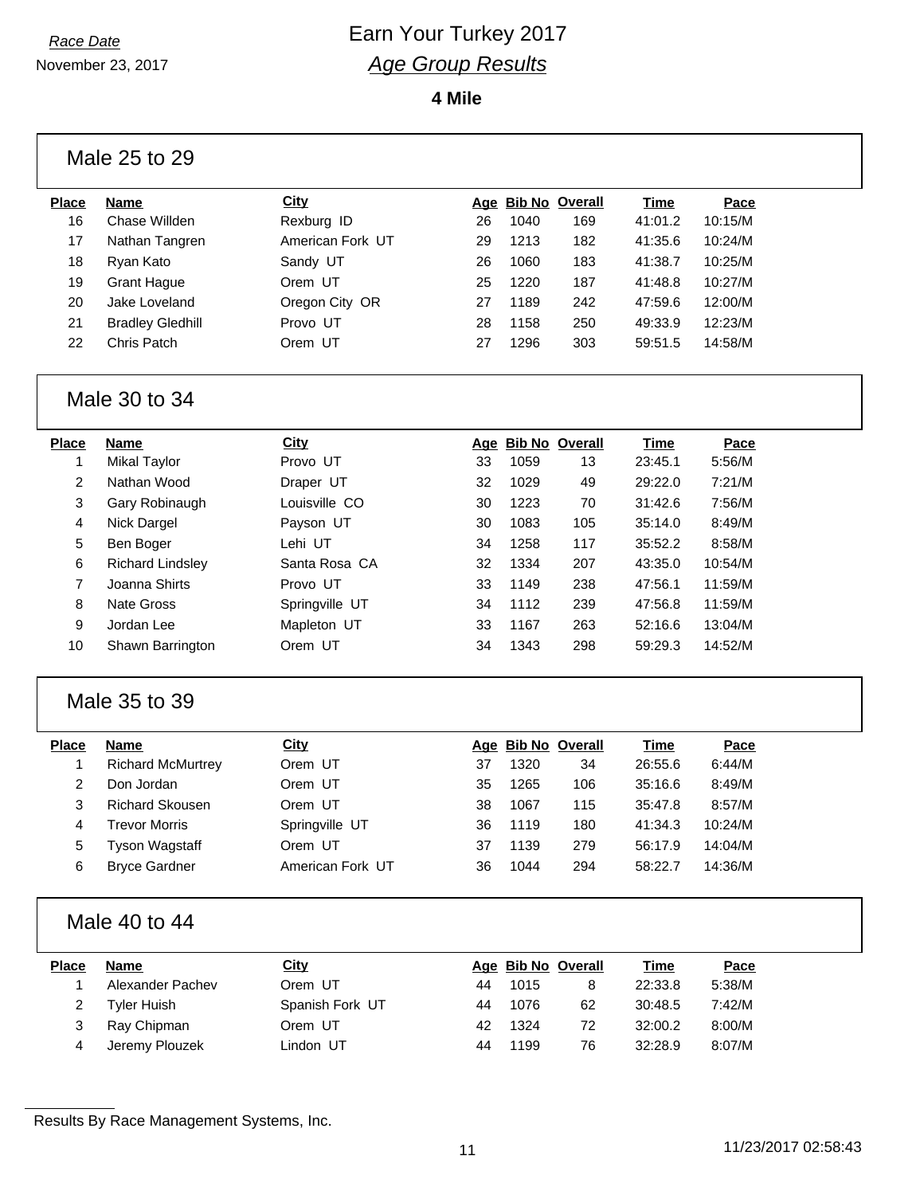Race Date

November 23, 2017

# Earn Your Turkey 2017

## *Age Group Results*

**4 Mile**

### Male 25 to 29

| Place | Name | City | Age | Bib No | Overall | Time | Pace |
|---|---|---|---|---|---|---|---|
| 16 | Chase Willden | Rexburg ID | 26 | 1040 | 169 | 41:01.2 | 10:15/M |
| 17 | Nathan Tangren | American Fork UT | 29 | 1213 | 182 | 41:35.6 | 10:24/M |
| 18 | Ryan Kato | Sandy UT | 26 | 1060 | 183 | 41:38.7 | 10:25/M |
| 19 | Grant Hague | Orem UT | 25 | 1220 | 187 | 41:48.8 | 10:27/M |
| 20 | Jake Loveland | Oregon City OR | 27 | 1189 | 242 | 47:59.6 | 12:00/M |
| 21 | Bradley Gledhill | Provo UT | 28 | 1158 | 250 | 49:33.9 | 12:23/M |
| 22 | Chris Patch | Orem UT | 27 | 1296 | 303 | 59:51.5 | 14:58/M |

### Male 30 to 34

| Place | Name | City | Age | Bib No | Overall | Time | Pace |
|---|---|---|---|---|---|---|---|
| 1 | Mikal Taylor | Provo UT | 33 | 1059 | 13 | 23:45.1 | 5:56/M |
| 2 | Nathan Wood | Draper UT | 32 | 1029 | 49 | 29:22.0 | 7:21/M |
| 3 | Gary Robinaugh | Louisville CO | 30 | 1223 | 70 | 31:42.6 | 7:56/M |
| 4 | Nick Dargel | Payson UT | 30 | 1083 | 105 | 35:14.0 | 8:49/M |
| 5 | Ben Boger | Lehi UT | 34 | 1258 | 117 | 35:52.2 | 8:58/M |
| 6 | Richard Lindsley | Santa Rosa CA | 32 | 1334 | 207 | 43:35.0 | 10:54/M |
| 7 | Joanna Shirts | Provo UT | 33 | 1149 | 238 | 47:56.1 | 11:59/M |
| 8 | Nate Gross | Springville UT | 34 | 1112 | 239 | 47:56.8 | 11:59/M |
| 9 | Jordan Lee | Mapleton UT | 33 | 1167 | 263 | 52:16.6 | 13:04/M |
| 10 | Shawn Barrington | Orem UT | 34 | 1343 | 298 | 59:29.3 | 14:52/M |

### Male 35 to 39

| Place | Name | City | Age | Bib No | Overall | Time | Pace |
|---|---|---|---|---|---|---|---|
| 1 | Richard McMurtrey | Orem UT | 37 | 1320 | 34 | 26:55.6 | 6:44/M |
| 2 | Don Jordan | Orem UT | 35 | 1265 | 106 | 35:16.6 | 8:49/M |
| 3 | Richard Skousen | Orem UT | 38 | 1067 | 115 | 35:47.8 | 8:57/M |
| 4 | Trevor Morris | Springville UT | 36 | 1119 | 180 | 41:34.3 | 10:24/M |
| 5 | Tyson Wagstaff | Orem UT | 37 | 1139 | 279 | 56:17.9 | 14:04/M |
| 6 | Bryce Gardner | American Fork UT | 36 | 1044 | 294 | 58:22.7 | 14:36/M |

### Male 40 to 44

| Place | Name | City | Age | Bib No | Overall | Time | Pace |
|---|---|---|---|---|---|---|---|
| 1 | Alexander Pachev | Orem UT | 44 | 1015 | 8 | 22:33.8 | 5:38/M |
| 2 | Tyler Huish | Spanish Fork UT | 44 | 1076 | 62 | 30:48.5 | 7:42/M |
| 3 | Ray Chipman | Orem UT | 42 | 1324 | 72 | 32:00.2 | 8:00/M |
| 4 | Jeremy Plouzek | Lindon UT | 44 | 1199 | 76 | 32:28.9 | 8:07/M |

Results By Race Management Systems, Inc.

11/23/2017 02:58:43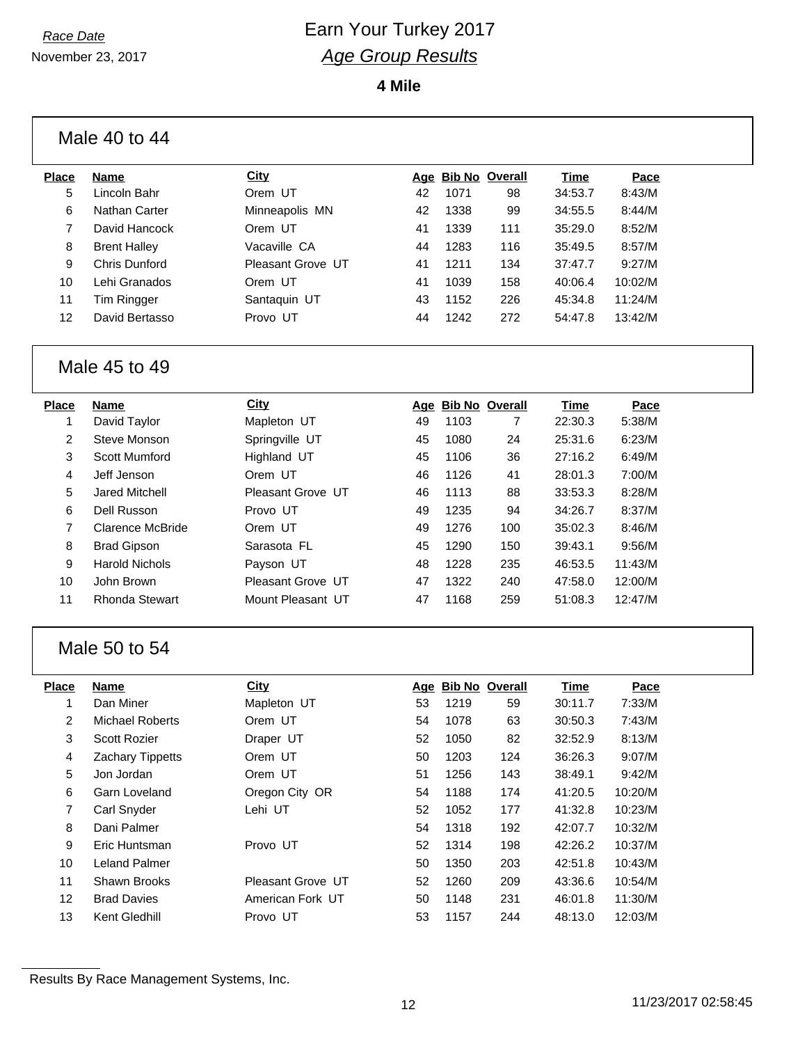*Race Date*

November 23, 2017

# Earn Your Turkey 2017

## *Age Group Results*

**4 Mile**

### Male 40 to 44

| Place | Name | City | Age | Bib No | Overall | Time | Pace |
|---|---|---|---|---|---|---|---|
| 5 | Lincoln Bahr | Orem UT | 42 | 1071 | 98 | 34:53.7 | 8:43/M |
| 6 | Nathan Carter | Minneapolis MN | 42 | 1338 | 99 | 34:55.5 | 8:44/M |
| 7 | David Hancock | Orem UT | 41 | 1339 | 111 | 35:29.0 | 8:52/M |
| 8 | Brent Halley | Vacaville CA | 44 | 1283 | 116 | 35:49.5 | 8:57/M |
| 9 | Chris Dunford | Pleasant Grove UT | 41 | 1211 | 134 | 37:47.7 | 9:27/M |
| 10 | Lehi Granados | Orem UT | 41 | 1039 | 158 | 40:06.4 | 10:02/M |
| 11 | Tim Ringger | Santaquin UT | 43 | 1152 | 226 | 45:34.8 | 11:24/M |
| 12 | David Bertasso | Provo UT | 44 | 1242 | 272 | 54:47.8 | 13:42/M |

### Male 45 to 49

| Place | Name | City | Age | Bib No | Overall | Time | Pace |
|---|---|---|---|---|---|---|---|
| 1 | David Taylor | Mapleton UT | 49 | 1103 | 7 | 22:30.3 | 5:38/M |
| 2 | Steve Monson | Springville UT | 45 | 1080 | 24 | 25:31.6 | 6:23/M |
| 3 | Scott Mumford | Highland UT | 45 | 1106 | 36 | 27:16.2 | 6:49/M |
| 4 | Jeff Jenson | Orem UT | 46 | 1126 | 41 | 28:01.3 | 7:00/M |
| 5 | Jared Mitchell | Pleasant Grove UT | 46 | 1113 | 88 | 33:53.3 | 8:28/M |
| 6 | Dell Russon | Provo UT | 49 | 1235 | 94 | 34:26.7 | 8:37/M |
| 7 | Clarence McBride | Orem UT | 49 | 1276 | 100 | 35:02.3 | 8:46/M |
| 8 | Brad Gipson | Sarasota FL | 45 | 1290 | 150 | 39:43.1 | 9:56/M |
| 9 | Harold Nichols | Payson UT | 48 | 1228 | 235 | 46:53.5 | 11:43/M |
| 10 | John Brown | Pleasant Grove UT | 47 | 1322 | 240 | 47:58.0 | 12:00/M |
| 11 | Rhonda Stewart | Mount Pleasant UT | 47 | 1168 | 259 | 51:08.3 | 12:47/M |

### Male 50 to 54

| Place | Name | City | Age | Bib No | Overall | Time | Pace |
|---|---|---|---|---|---|---|---|
| 1 | Dan Miner | Mapleton UT | 53 | 1219 | 59 | 30:11.7 | 7:33/M |
| 2 | Michael Roberts | Orem UT | 54 | 1078 | 63 | 30:50.3 | 7:43/M |
| 3 | Scott Rozier | Draper UT | 52 | 1050 | 82 | 32:52.9 | 8:13/M |
| 4 | Zachary Tippetts | Orem UT | 50 | 1203 | 124 | 36:26.3 | 9:07/M |
| 5 | Jon Jordan | Orem UT | 51 | 1256 | 143 | 38:49.1 | 9:42/M |
| 6 | Garn Loveland | Oregon City OR | 54 | 1188 | 174 | 41:20.5 | 10:20/M |
| 7 | Carl Snyder | Lehi UT | 52 | 1052 | 177 | 41:32.8 | 10:23/M |
| 8 | Dani Palmer | | 54 | 1318 | 192 | 42:07.7 | 10:32/M |
| 9 | Eric Huntsman | Provo UT | 52 | 1314 | 198 | 42:26.2 | 10:37/M |
| 10 | Leland Palmer | | 50 | 1350 | 203 | 42:51.8 | 10:43/M |
| 11 | Shawn Brooks | Pleasant Grove UT | 52 | 1260 | 209 | 43:36.6 | 10:54/M |
| 12 | Brad Davies | American Fork UT | 50 | 1148 | 231 | 46:01.8 | 11:30/M |
| 13 | Kent Gledhill | Provo UT | 53 | 1157 | 244 | 48:13.0 | 12:03/M |

Results By Race Management Systems, Inc.

11/23/2017 02:58:45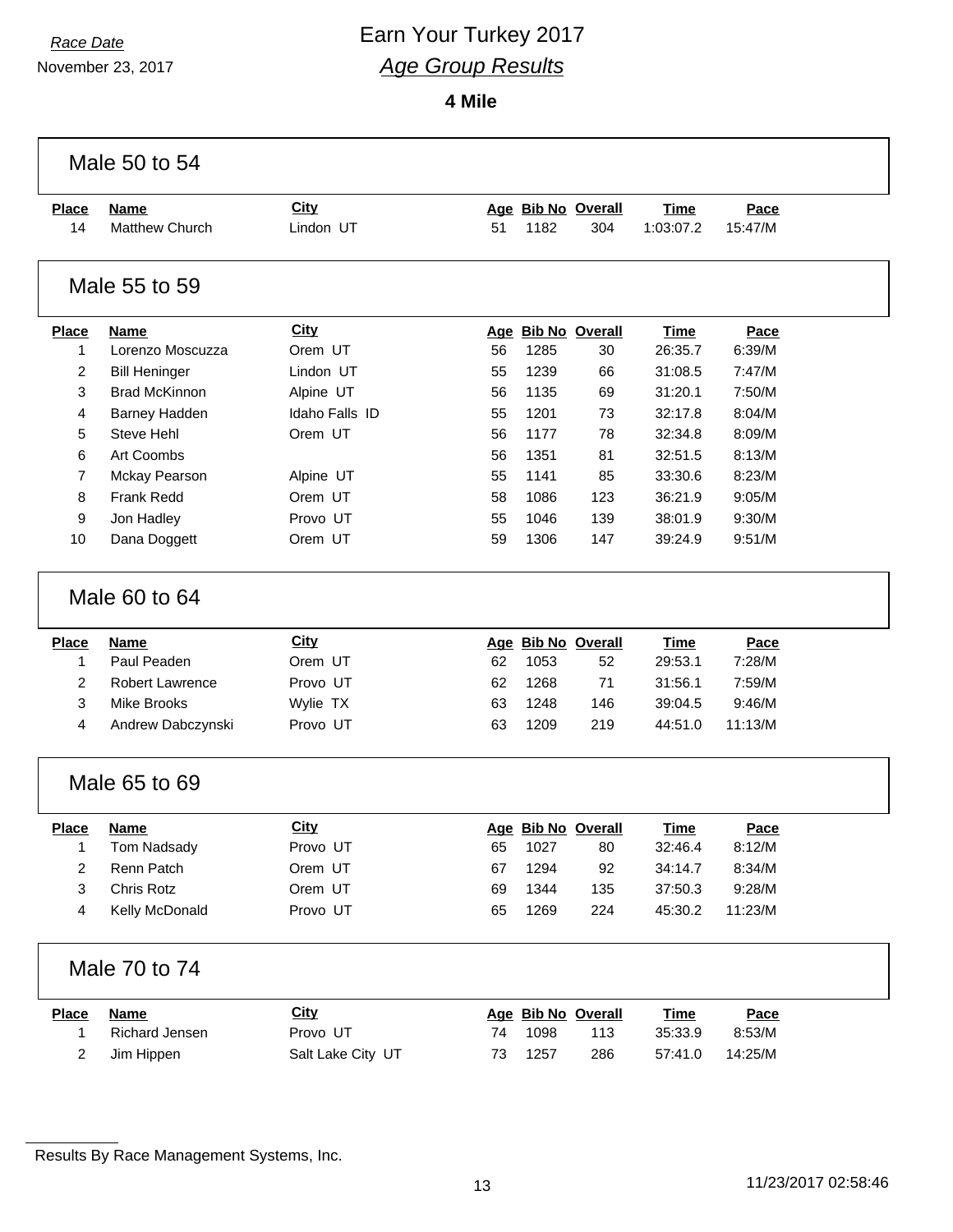*Race Date*

November 23, 2017

# Earn Your Turkey 2017

## *Age Group Results*

**4 Mile**

### Male 50 to 54

| Place | Name | City | Age | Bib No | Overall | Time | Pace |
|---|---|---|---|---|---|---|---|
| 14 | Matthew Church | Lindon UT | 51 | 1182 | 304 | 1:03:07.2 | 15:47/M |

### Male 55 to 59

| Place | Name | City | Age | Bib No | Overall | Time | Pace |
|---|---|---|---|---|---|---|---|
| 1 | Lorenzo Moscuzza | Orem UT | 56 | 1285 | 30 | 26:35.7 | 6:39/M |
| 2 | Bill Heninger | Lindon UT | 55 | 1239 | 66 | 31:08.5 | 7:47/M |
| 3 | Brad McKinnon | Alpine UT | 56 | 1135 | 69 | 31:20.1 | 7:50/M |
| 4 | Barney Hadden | Idaho Falls ID | 55 | 1201 | 73 | 32:17.8 | 8:04/M |
| 5 | Steve Hehl | Orem UT | 56 | 1177 | 78 | 32:34.8 | 8:09/M |
| 6 | Art Coombs | | 56 | 1351 | 81 | 32:51.5 | 8:13/M |
| 7 | Mckay Pearson | Alpine UT | 55 | 1141 | 85 | 33:30.6 | 8:23/M |
| 8 | Frank Redd | Orem UT | 58 | 1086 | 123 | 36:21.9 | 9:05/M |
| 9 | Jon Hadley | Provo UT | 55 | 1046 | 139 | 38:01.9 | 9:30/M |
| 10 | Dana Doggett | Orem UT | 59 | 1306 | 147 | 39:24.9 | 9:51/M |

### Male 60 to 64

| Place | Name | City | Age | Bib No | Overall | Time | Pace |
|---|---|---|---|---|---|---|---|
| 1 | Paul Peaden | Orem UT | 62 | 1053 | 52 | 29:53.1 | 7:28/M |
| 2 | Robert Lawrence | Provo UT | 62 | 1268 | 71 | 31:56.1 | 7:59/M |
| 3 | Mike Brooks | Wylie TX | 63 | 1248 | 146 | 39:04.5 | 9:46/M |
| 4 | Andrew Dabczynski | Provo UT | 63 | 1209 | 219 | 44:51.0 | 11:13/M |

### Male 65 to 69

| Place | Name | City | Age | Bib No | Overall | Time | Pace |
|---|---|---|---|---|---|---|---|
| 1 | Tom Nadsady | Provo UT | 65 | 1027 | 80 | 32:46.4 | 8:12/M |
| 2 | Renn Patch | Orem UT | 67 | 1294 | 92 | 34:14.7 | 8:34/M |
| 3 | Chris Rotz | Orem UT | 69 | 1344 | 135 | 37:50.3 | 9:28/M |
| 4 | Kelly McDonald | Provo UT | 65 | 1269 | 224 | 45:30.2 | 11:23/M |

### Male 70 to 74

| Place | Name | City | Age | Bib No | Overall | Time | Pace |
|---|---|---|---|---|---|---|---|
| 1 | Richard Jensen | Provo UT | 74 | 1098 | 113 | 35:33.9 | 8:53/M |
| 2 | Jim Hippen | Salt Lake City UT | 73 | 1257 | 286 | 57:41.0 | 14:25/M |

Results By Race Management Systems, Inc.

11/23/2017 02:58:46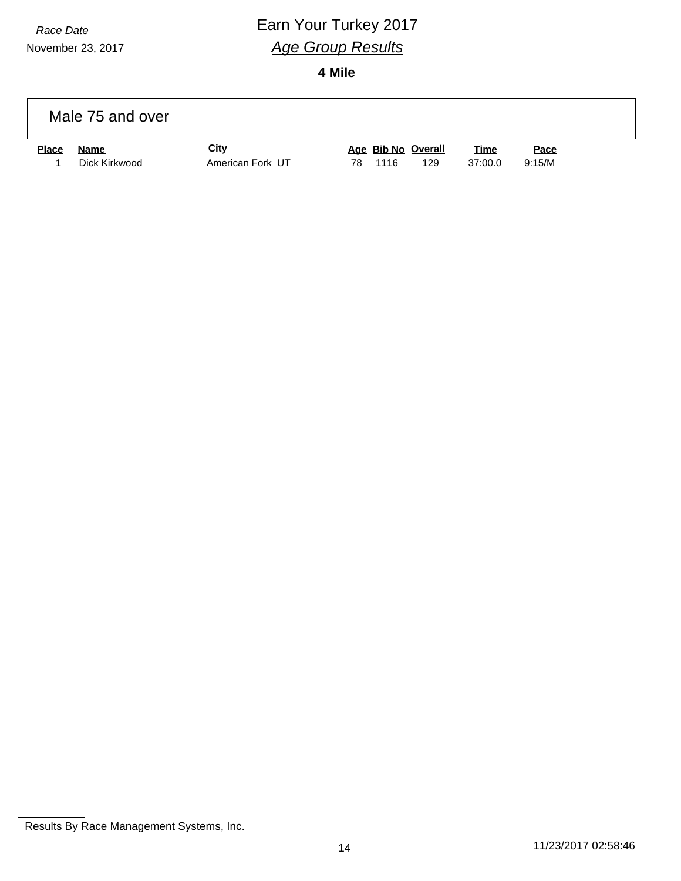*Race Date*

November 23, 2017

# Earn Your Turkey 2017

## *Age Group Results*

**4 Mile**

### Male 75 and over

| Place | Name | City | Age | Bib No | Overall | Time | Pace |
|---|---|---|---|---|---|---|---|
| 1 | Dick Kirkwood | American Fork UT | 78 | 1116 | 129 | 37:00.0 | 9:15/M |

Results By Race Management Systems, Inc.

11/23/2017 02:58:46